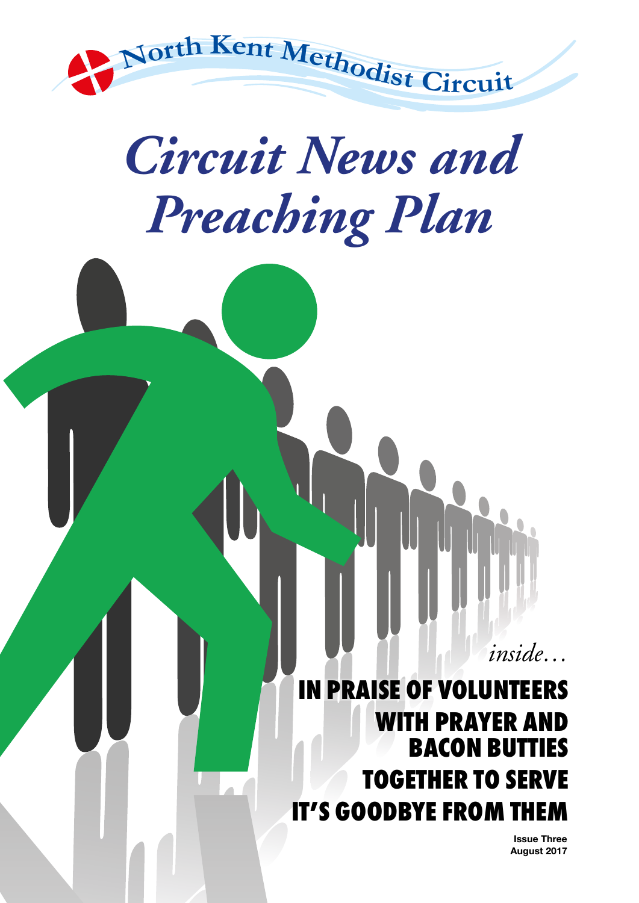North Kent Methodist Circuit

# *Circuit News and Preaching Plan*

*inside…*

## IN PRAISE OF VOLUNTEERS

## WITH PRAYER AND BACON BUTTIES

## TOGETHER TO SERVE

## IT'S GOODBYE FROM THEM

**Issue Three**
**August 2017**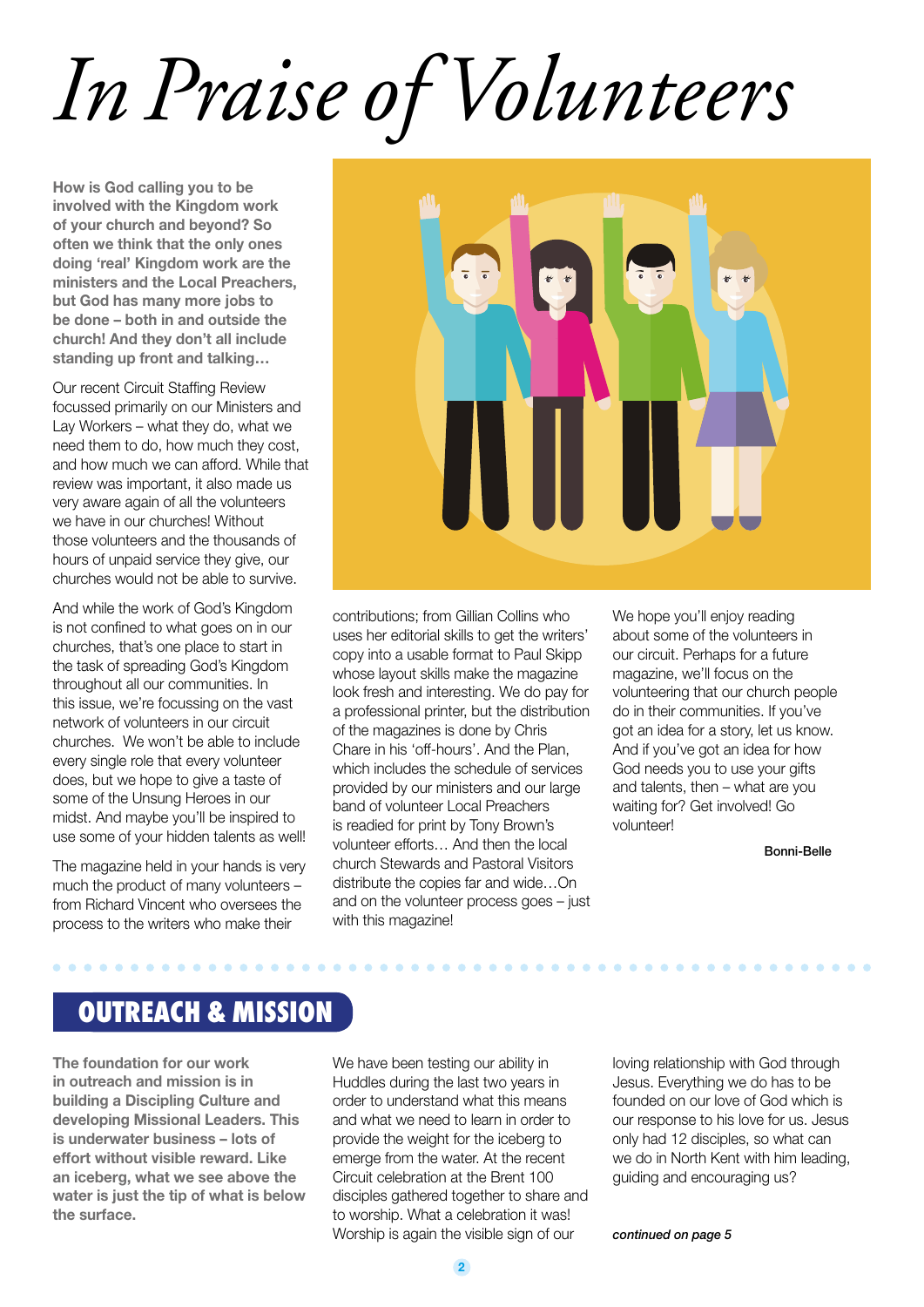# *In Praise of Volunteers*

**How is God calling you to be involved with the Kingdom work of your church and beyond? So often we think that the only ones doing 'real' Kingdom work are the ministers and the Local Preachers, but God has many more jobs to be done – both in and outside the church! And they don't all include standing up front and talking…**

Our recent Circuit Staffing Review focussed primarily on our Ministers and Lay Workers – what they do, what we need them to do, how much they cost, and how much we can afford. While that review was important, it also made us very aware again of all the volunteers we have in our churches! Without those volunteers and the thousands of hours of unpaid service they give, our churches would not be able to survive.

And while the work of God's Kingdom is not confined to what goes on in our churches, that's one place to start in the task of spreading God's Kingdom throughout all our communities. In this issue, we're focussing on the vast network of volunteers in our circuit churches. We won't be able to include every single role that every volunteer does, but we hope to give a taste of some of the Unsung Heroes in our midst. And maybe you'll be inspired to use some of your hidden talents as well!

The magazine held in your hands is very much the product of many volunteers – from Richard Vincent who oversees the process to the writers who make their contributions; from Gillian Collins who uses her editorial skills to get the writers' copy into a usable format to Paul Skipp whose layout skills make the magazine look fresh and interesting. We do pay for a professional printer, but the distribution of the magazines is done by Chris Chare in his 'off-hours'. And the Plan, which includes the schedule of services provided by our ministers and our large band of volunteer Local Preachers is readied for print by Tony Brown's volunteer efforts… And then the local church Stewards and Pastoral Visitors distribute the copies far and wide…On and on the volunteer process goes – just with this magazine!

We hope you'll enjoy reading about some of the volunteers in our circuit. Perhaps for a future magazine, we'll focus on the volunteering that our church people do in their communities. If you've got an idea for a story, let us know. And if you've got an idea for how God needs you to use your gifts and talents, then – what are you waiting for? Get involved! Go volunteer!

**Bonni-Belle**

## OUTREACH & MISSION

**The foundation for our work in outreach and mission is in building a Discipling Culture and developing Missional Leaders. This is underwater business – lots of effort without visible reward. Like an iceberg, what we see above the water is just the tip of what is below the surface.**

We have been testing our ability in Huddles during the last two years in order to understand what this means and what we need to learn in order to provide the weight for the iceberg to emerge from the water. At the recent Circuit celebration at the Brent 100 disciples gathered together to share and to worship. What a celebration it was! Worship is again the visible sign of our loving relationship with God through Jesus. Everything we do has to be founded on our love of God which is our response to his love for us. Jesus only had 12 disciples, so what can we do in North Kent with him leading, guiding and encouraging us?

***continued on page 5***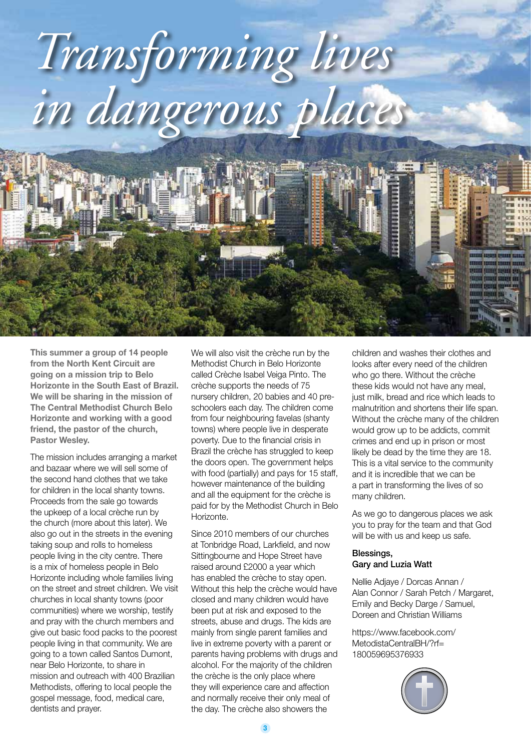# *Transforming lives in dangerous places*

**This summer a group of 14 people from the North Kent Circuit are going on a mission trip to Belo Horizonte in the South East of Brazil. We will be sharing in the mission of The Central Methodist Church Belo Horizonte and working with a good friend, the pastor of the church, Pastor Wesley.**

The mission includes arranging a market and bazaar where we will sell some of the second hand clothes that we take for children in the local shanty towns. Proceeds from the sale go towards the upkeep of a local crèche run by the church (more about this later). We also go out in the streets in the evening taking soup and rolls to homeless people living in the city centre. There is a mix of homeless people in Belo Horizonte including whole families living on the street and street children. We visit churches in local shanty towns (poor communities) where we worship, testify and pray with the church members and give out basic food packs to the poorest people living in that community. We are going to a town called Santos Dumont, near Belo Horizonte, to share in mission and outreach with 400 Brazilian Methodists, offering to local people the gospel message, food, medical care, dentists and prayer.

We will also visit the crèche run by the Methodist Church in Belo Horizonte called Crèche Isabel Veiga Pinto. The crèche supports the needs of 75 nursery children, 20 babies and 40 pre-schoolers each day. The children come from four neighbouring favelas (shanty towns) where people live in desperate poverty. Due to the financial crisis in Brazil the crèche has struggled to keep the doors open. The government helps with food (partially) and pays for 15 staff, however maintenance of the building and all the equipment for the crèche is paid for by the Methodist Church in Belo Horizonte.

Since 2010 members of our churches at Tonbridge Road, Larkfield, and now Sittingbourne and Hope Street have raised around £2000 a year which has enabled the crèche to stay open. Without this help the crèche would have closed and many children would have been put at risk and exposed to the streets, abuse and drugs. The kids are mainly from single parent families and live in extreme poverty with a parent or parents having problems with drugs and alcohol. For the majority of the children the crèche is the only place where they will experience care and affection and normally receive their only meal of the day. The crèche also showers the children and washes their clothes and looks after every need of the children who go there. Without the crèche these kids would not have any meal, just milk, bread and rice which leads to malnutrition and shortens their life span. Without the crèche many of the children would grow up to be addicts, commit crimes and end up in prison or most likely be dead by the time they are 18. This is a vital service to the community and it is incredible that we can be a part in transforming the lives of so many children.

As we go to dangerous places we ask you to pray for the team and that God will be with us and keep us safe.

**Blessings,**
**Gary and Luzia Watt**

Nellie Adjaye / Dorcas Annan / Alan Connor / Sarah Petch / Margaret, Emily and Becky Darge / Samuel, Doreen and Christian Williams

https://www.facebook.com/MetodistaCentralBH/?rf=180059695376933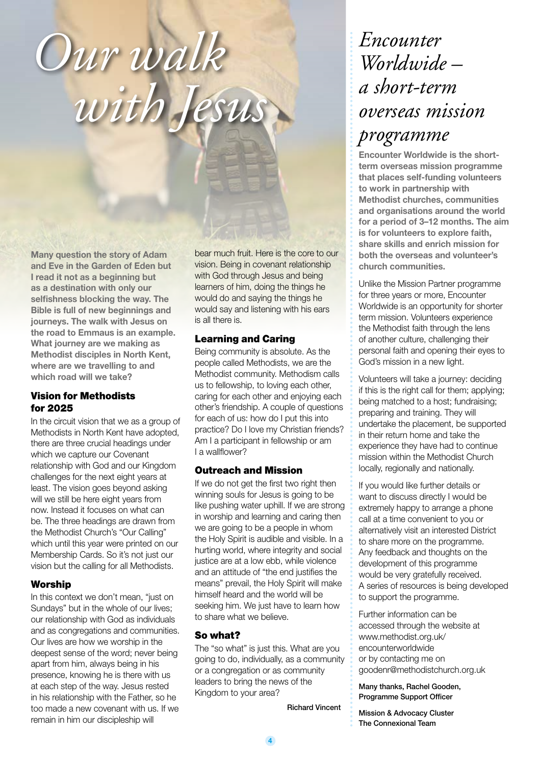# *Our walk with Jesus*

**Many question the story of Adam and Eve in the Garden of Eden but I read it not as a beginning but as a destination with only our selfishness blocking the way. The Bible is full of new beginnings and journeys. The walk with Jesus on the road to Emmaus is an example. What journey are we making as Methodist disciples in North Kent, where are we travelling to and which road will we take?**

## Vision for Methodists for 2025

In the circuit vision that we as a group of Methodists in North Kent have adopted, there are three crucial headings under which we capture our Covenant relationship with God and our Kingdom challenges for the next eight years at least. The vision goes beyond asking will we still be here eight years from now. Instead it focuses on what can be. The three headings are drawn from the Methodist Church's "Our Calling" which until this year were printed on our Membership Cards. So it's not just our vision but the calling for all Methodists.

## Worship

In this context we don't mean, "just on Sundays" but in the whole of our lives; our relationship with God as individuals and as congregations and communities. Our lives are how we worship in the deepest sense of the word; never being apart from him, always being in his presence, knowing he is there with us at each step of the way. Jesus rested in his relationship with the Father, so he too made a new covenant with us. If we remain in him our discipleship will bear much fruit. Here is the core to our vision. Being in covenant relationship with God through Jesus and being learners of him, doing the things he would do and saying the things he would say and listening with his ears is all there is.

## Learning and Caring

Being community is absolute. As the people called Methodists, we are the Methodist community. Methodism calls us to fellowship, to loving each other, caring for each other and enjoying each other's friendship. A couple of questions for each of us: how do I put this into practice? Do I love my Christian friends? Am I a participant in fellowship or am I a wallflower?

## Outreach and Mission

If we do not get the first two right then winning souls for Jesus is going to be like pushing water uphill. If we are strong in worship and learning and caring then we are going to be a people in whom the Holy Spirit is audible and visible. In a hurting world, where integrity and social justice are at a low ebb, while violence and an attitude of "the end justifies the means" prevail, the Holy Spirit will make himself heard and the world will be seeking him. We just have to learn how to share what we believe.

## So what?

The "so what" is just this. What are you going to do, individually, as a community or a congregation or as community leaders to bring the news of the Kingdom to your area?

Richard Vincent

# *Encounter Worldwide – a short-term overseas mission programme*

**Encounter Worldwide is the short-term overseas mission programme that places self-funding volunteers to work in partnership with Methodist churches, communities and organisations around the world for a period of 3–12 months. The aim is for volunteers to explore faith, share skills and enrich mission for both the overseas and volunteer's church communities.**

Unlike the Mission Partner programme for three years or more, Encounter Worldwide is an opportunity for shorter term mission. Volunteers experience the Methodist faith through the lens of another culture, challenging their personal faith and opening their eyes to God's mission in a new light.

Volunteers will take a journey: deciding if this is the right call for them; applying; being matched to a host; fundraising; preparing and training. They will undertake the placement, be supported in their return home and take the experience they have had to continue mission within the Methodist Church locally, regionally and nationally.

If you would like further details or want to discuss directly I would be extremely happy to arrange a phone call at a time convenient to you or alternatively visit an interested District to share more on the programme. Any feedback and thoughts on the development of this programme would be very gratefully received. A series of resources is being developed to support the programme.

Further information can be accessed through the website at www.methodist.org.uk/encounterworldwide or by contacting me on goodenr@methodistchurch.org.uk

Many thanks, Rachel Gooden,
Programme Support Officer

Mission & Advocacy Cluster
The Connexional Team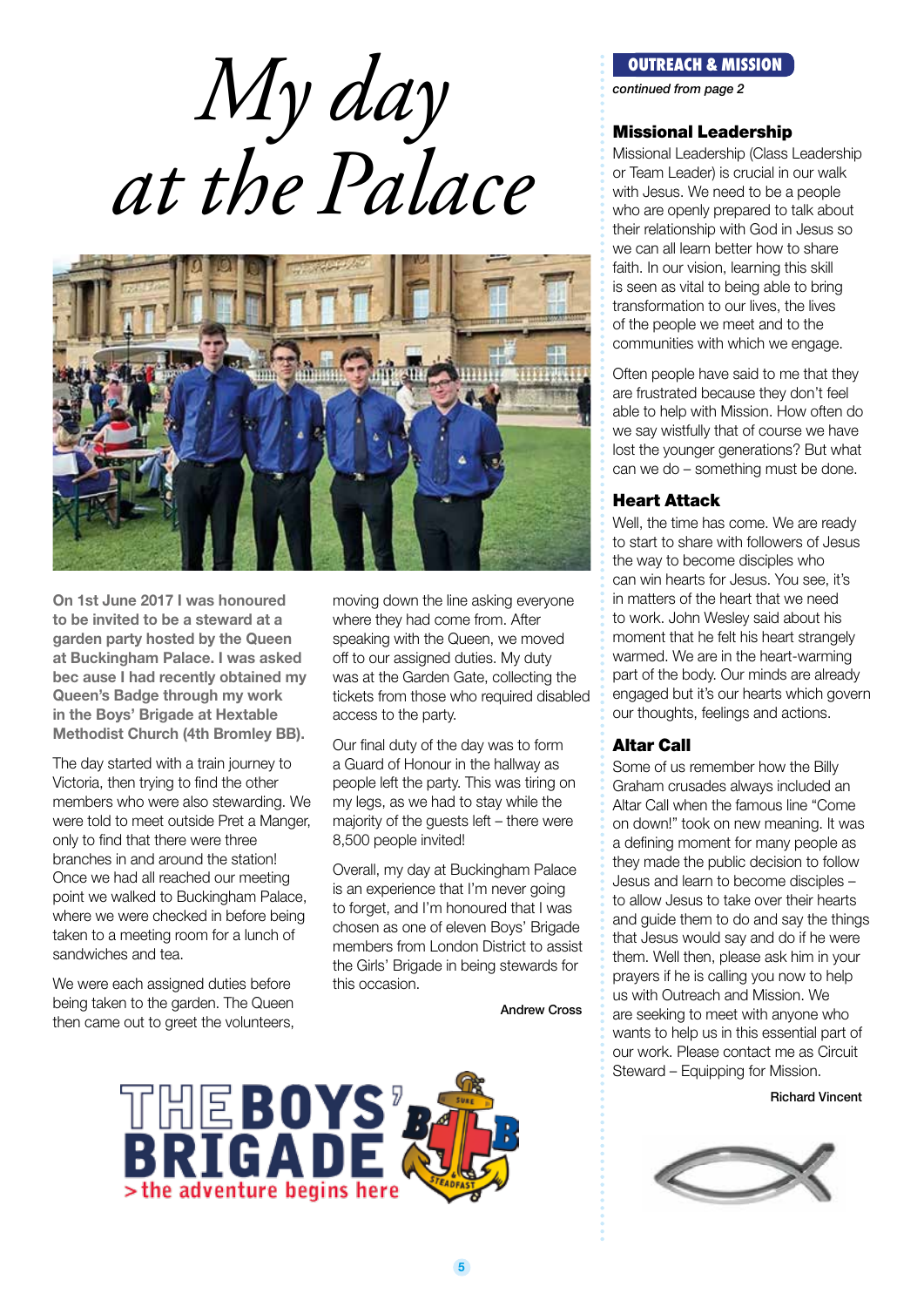# My day at the Palace

**On 1st June 2017 I was honoured to be invited to be a steward at a garden party hosted by the Queen at Buckingham Palace. I was asked bec ause I had recently obtained my Queen's Badge through my work in the Boys' Brigade at Hextable Methodist Church (4th Bromley BB).**

The day started with a train journey to Victoria, then trying to find the other members who were also stewarding. We were told to meet outside Pret a Manger, only to find that there were three branches in and around the station! Once we had all reached our meeting point we walked to Buckingham Palace, where we were checked in before being taken to a meeting room for a lunch of sandwiches and tea.

We were each assigned duties before being taken to the garden. The Queen then came out to greet the volunteers, moving down the line asking everyone where they had come from. After speaking with the Queen, we moved off to our assigned duties. My duty was at the Garden Gate, collecting the tickets from those who required disabled access to the party.

Our final duty of the day was to form a Guard of Honour in the hallway as people left the party. This was tiring on my legs, as we had to stay while the majority of the guests left – there were 8,500 people invited!

Overall, my day at Buckingham Palace is an experience that I'm never going to forget, and I'm honoured that I was chosen as one of eleven Boys' Brigade members from London District to assist the Girls' Brigade in being stewards for this occasion.

Andrew Cross

THE BOYS' BRIGADE
> the adventure begins here

## OUTREACH & MISSION

*continued from page 2*

### Missional Leadership

Missional Leadership (Class Leadership or Team Leader) is crucial in our walk with Jesus. We need to be a people who are openly prepared to talk about their relationship with God in Jesus so we can all learn better how to share faith. In our vision, learning this skill is seen as vital to being able to bring transformation to our lives, the lives of the people we meet and to the communities with which we engage.

Often people have said to me that they are frustrated because they don't feel able to help with Mission. How often do we say wistfully that of course we have lost the younger generations? But what can we do – something must be done.

### Heart Attack

Well, the time has come. We are ready to start to share with followers of Jesus the way to become disciples who can win hearts for Jesus. You see, it's in matters of the heart that we need to work. John Wesley said about his moment that he felt his heart strangely warmed. We are in the heart-warming part of the body. Our minds are already engaged but it's our hearts which govern our thoughts, feelings and actions.

### Altar Call

Some of us remember how the Billy Graham crusades always included an Altar Call when the famous line "Come on down!" took on new meaning. It was a defining moment for many people as they made the public decision to follow Jesus and learn to become disciples – to allow Jesus to take over their hearts and guide them to do and say the things that Jesus would say and do if he were them. Well then, please ask him in your prayers if he is calling you now to help us with Outreach and Mission. We are seeking to meet with anyone who wants to help us in this essential part of our work. Please contact me as Circuit Steward – Equipping for Mission.

Richard Vincent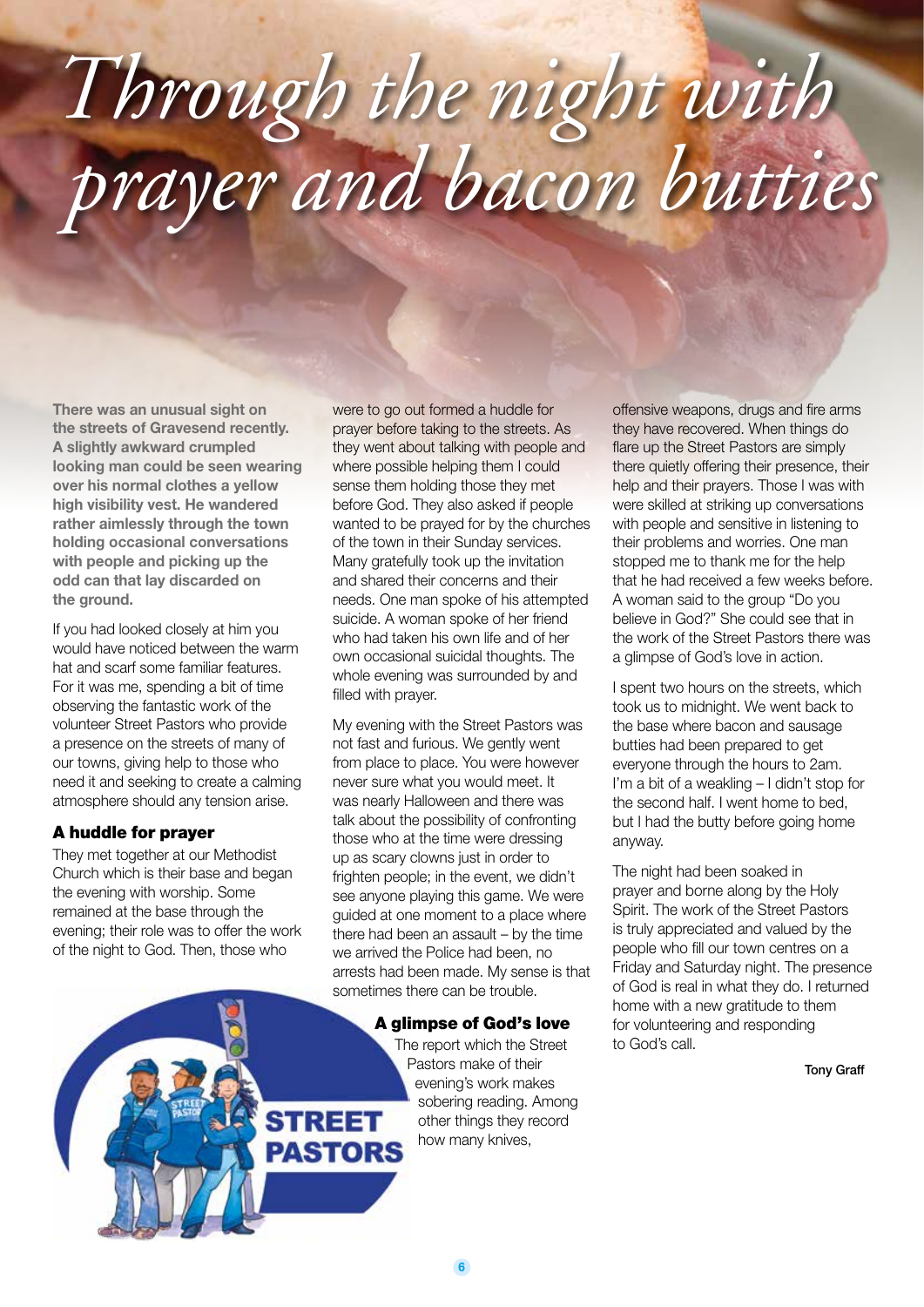# Through the night with prayer and bacon butties

**There was an unusual sight on the streets of Gravesend recently. A slightly awkward crumpled looking man could be seen wearing over his normal clothes a yellow high visibility vest. He wandered rather aimlessly through the town holding occasional conversations with people and picking up the odd can that lay discarded on the ground.**

If you had looked closely at him you would have noticed between the warm hat and scarf some familiar features. For it was me, spending a bit of time observing the fantastic work of the volunteer Street Pastors who provide a presence on the streets of many of our towns, giving help to those who need it and seeking to create a calming atmosphere should any tension arise.

## A huddle for prayer

They met together at our Methodist Church which is their base and began the evening with worship. Some remained at the base through the evening; their role was to offer the work of the night to God. Then, those who were to go out formed a huddle for prayer before taking to the streets. As they went about talking with people and where possible helping them I could sense them holding those they met before God. They also asked if people wanted to be prayed for by the churches of the town in their Sunday services. Many gratefully took up the invitation and shared their concerns and their needs. One man spoke of his attempted suicide. A woman spoke of her friend who had taken his own life and of her own occasional suicidal thoughts. The whole evening was surrounded by and filled with prayer.

My evening with the Street Pastors was not fast and furious. We gently went from place to place. You were however never sure what you would meet. It was nearly Halloween and there was talk about the possibility of confronting those who at the time were dressing up as scary clowns just in order to frighten people; in the event, we didn't see anyone playing this game. We were guided at one moment to a place where there had been an assault – by the time we arrived the Police had been, no arrests had been made. My sense is that sometimes there can be trouble.

## A glimpse of God's love

The report which the Street Pastors make of their evening's work makes sobering reading. Among other things they record how many knives, offensive weapons, drugs and fire arms they have recovered. When things do flare up the Street Pastors are simply there quietly offering their presence, their help and their prayers. Those I was with were skilled at striking up conversations with people and sensitive in listening to their problems and worries. One man stopped me to thank me for the help that he had received a few weeks before. A woman said to the group "Do you believe in God?" She could see that in the work of the Street Pastors there was a glimpse of God's love in action.

I spent two hours on the streets, which took us to midnight. We went back to the base where bacon and sausage butties had been prepared to get everyone through the hours to 2am. I'm a bit of a weakling – I didn't stop for the second half. I went home to bed, but I had the butty before going home anyway.

The night had been soaked in prayer and borne along by the Holy Spirit. The work of the Street Pastors is truly appreciated and valued by the people who fill our town centres on a Friday and Saturday night. The presence of God is real in what they do. I returned home with a new gratitude to them for volunteering and responding to God's call.

**Tony Graff**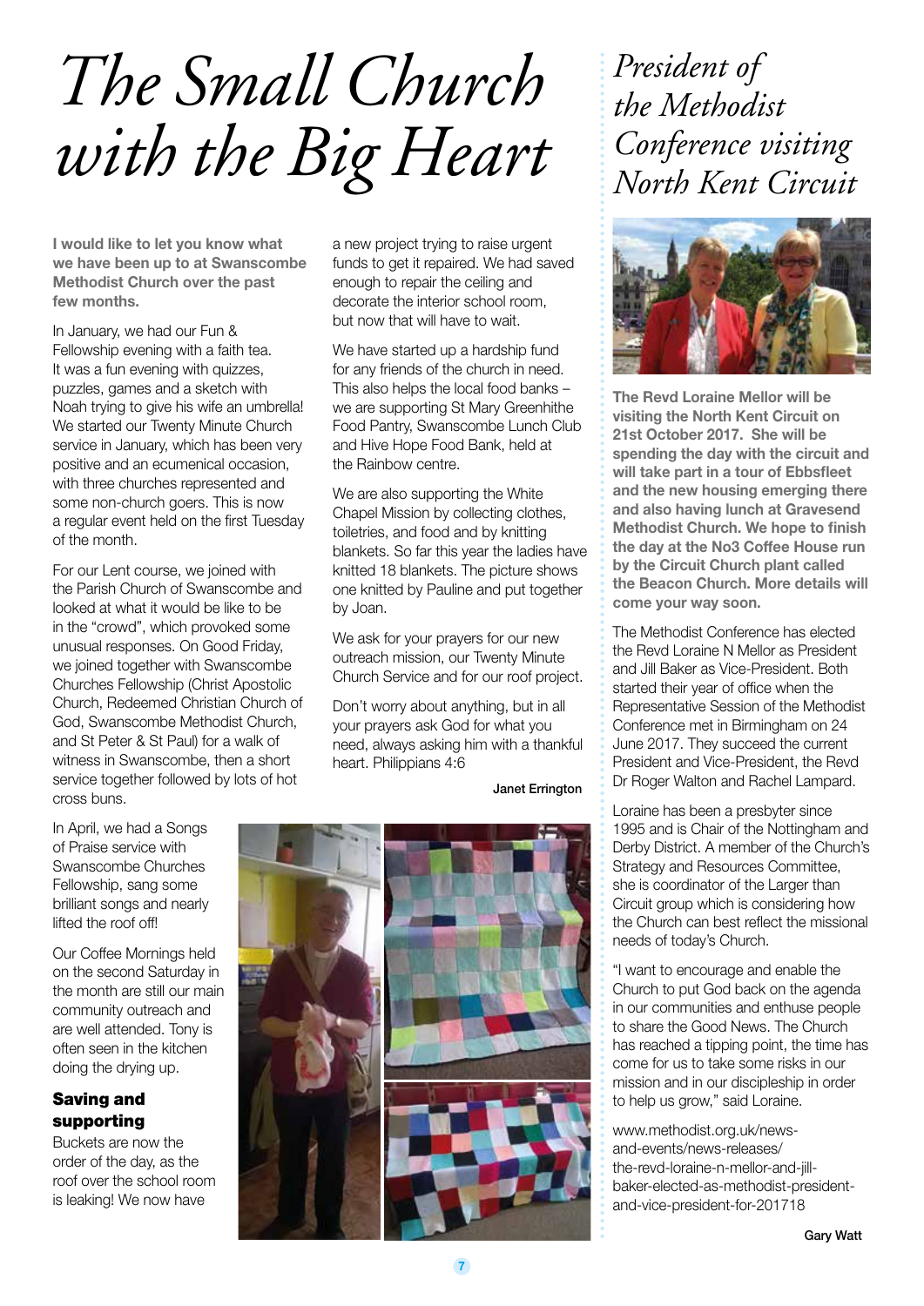# The Small Church with the Big Heart

**I would like to let you know what we have been up to at Swanscombe Methodist Church over the past few months.**

In January, we had our Fun & Fellowship evening with a faith tea. It was a fun evening with quizzes, puzzles, games and a sketch with Noah trying to give his wife an umbrella! We started our Twenty Minute Church service in January, which has been very positive and an ecumenical occasion, with three churches represented and some non-church goers. This is now a regular event held on the first Tuesday of the month.

For our Lent course, we joined with the Parish Church of Swanscombe and looked at what it would be like to be in the "crowd", which provoked some unusual responses. On Good Friday, we joined together with Swanscombe Churches Fellowship (Christ Apostolic Church, Redeemed Christian Church of God, Swanscombe Methodist Church, and St Peter & St Paul) for a walk of witness in Swanscombe, then a short service together followed by lots of hot cross buns.

In April, we had a Songs of Praise service with Swanscombe Churches Fellowship, sang some brilliant songs and nearly lifted the roof off!

Our Coffee Mornings held on the second Saturday in the month are still our main community outreach and are well attended. Tony is often seen in the kitchen doing the drying up.

## Saving and supporting

Buckets are now the order of the day, as the roof over the school room is leaking! We now have a new project trying to raise urgent funds to get it repaired. We had saved enough to repair the ceiling and decorate the interior school room, but now that will have to wait.

We have started up a hardship fund for any friends of the church in need. This also helps the local food banks – we are supporting St Mary Greenhithe Food Pantry, Swanscombe Lunch Club and Hive Hope Food Bank, held at the Rainbow centre.

We are also supporting the White Chapel Mission by collecting clothes, toiletries, and food and by knitting blankets. So far this year the ladies have knitted 18 blankets. The picture shows one knitted by Pauline and put together by Joan.

We ask for your prayers for our new outreach mission, our Twenty Minute Church Service and for our roof project.

Don't worry about anything, but in all your prayers ask God for what you need, always asking him with a thankful heart. Philippians 4:6

Janet Errington

# *President of the Methodist Conference visiting North Kent Circuit*

**The Revd Loraine Mellor will be visiting the North Kent Circuit on 21st October 2017. She will be spending the day with the circuit and will take part in a tour of Ebbsfleet and the new housing emerging there and also having lunch at Gravesend Methodist Church. We hope to finish the day at the No3 Coffee House run by the Circuit Church plant called the Beacon Church. More details will come your way soon.**

The Methodist Conference has elected the Revd Loraine N Mellor as President and Jill Baker as Vice-President. Both started their year of office when the Representative Session of the Methodist Conference met in Birmingham on 24 June 2017. They succeed the current President and Vice-President, the Revd Dr Roger Walton and Rachel Lampard.

Loraine has been a presbyter since 1995 and is Chair of the Nottingham and Derby District. A member of the Church's Strategy and Resources Committee, she is coordinator of the Larger than Circuit group which is considering how the Church can best reflect the missional needs of today's Church.

"I want to encourage and enable the Church to put God back on the agenda in our communities and enthuse people to share the Good News. The Church has reached a tipping point, the time has come for us to take some risks in our mission and in our discipleship in order to help us grow," said Loraine.

www.methodist.org.uk/news-and-events/news-releases/the-revd-loraine-n-mellor-and-jill-baker-elected-as-methodist-president-and-vice-president-for-201718

Gary Watt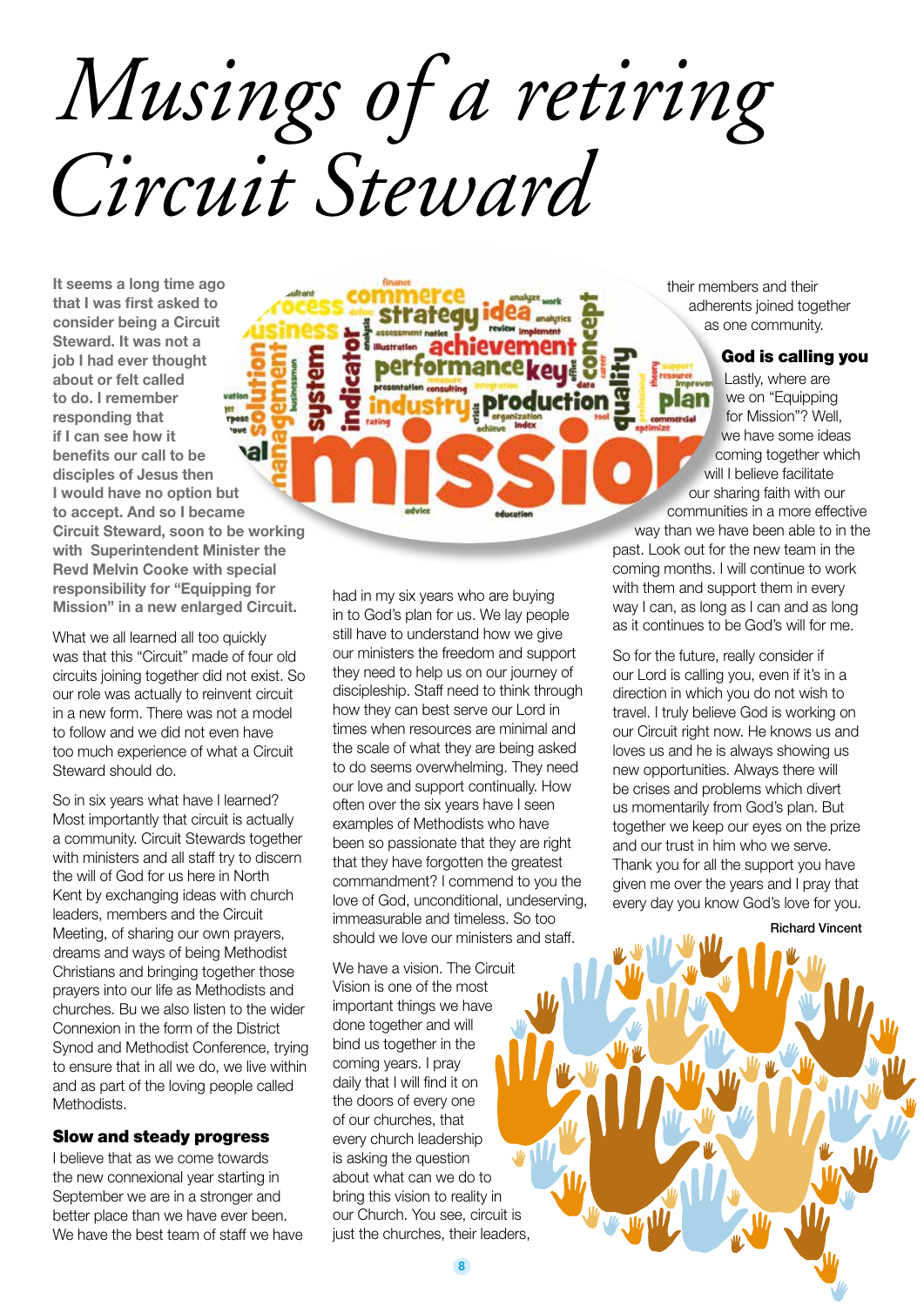# Musings of a retiring Circuit Steward

**It seems a long time ago that I was first asked to consider being a Circuit Steward. It was not a job I had ever thought about or felt called to do. I remember responding that if I can see how it benefits our call to be disciples of Jesus then I would have no option but to accept. And so I became Circuit Steward, soon to be working with Superintendent Minister the Revd Melvin Cooke with special responsibility for "Equipping for Mission" in a new enlarged Circuit.**

What we all learned all too quickly was that this "Circuit" made of four old circuits joining together did not exist. So our role was actually to reinvent circuit in a new form. There was not a model to follow and we did not even have too much experience of what a Circuit Steward should do.

So in six years what have I learned? Most importantly that circuit is actually a community. Circuit Stewards together with ministers and all staff try to discern the will of God for us here in North Kent by exchanging ideas with church leaders, members and the Circuit Meeting, of sharing our own prayers, dreams and ways of being Methodist Christians and bringing together those prayers into our life as Methodists and churches. Bu we also listen to the wider Connexion in the form of the District Synod and Methodist Conference, trying to ensure that in all we do, we live within and as part of the loving people called Methodists.

## Slow and steady progress

I believe that as we come towards the new connexional year starting in September we are in a stronger and better place than we have ever been. We have the best team of staff we have had in my six years who are buying in to God's plan for us. We lay people still have to understand how we give our ministers the freedom and support they need to help us on our journey of discipleship. Staff need to think through how they can best serve our Lord in times when resources are minimal and the scale of what they are being asked to do seems overwhelming. They need our love and support continually. How often over the six years have I seen examples of Methodists who have been so passionate that they are right that they have forgotten the greatest commandment? I commend to you the love of God, unconditional, undeserving, immeasurable and timeless. So too should we love our ministers and staff.

We have a vision. The Circuit Vision is one of the most important things we have done together and will bind us together in the coming years. I pray daily that I will find it on the doors of every one of our churches, that every church leadership is asking the question about what can we do to bring this vision to reality in our Church. You see, circuit is just the churches, their leaders, their members and their adherents joined together as one community.

## God is calling you

Lastly, where are we on "Equipping for Mission"? Well, we have some ideas coming together which will I believe facilitate our sharing faith with our communities in a more effective way than we have been able to in the past. Look out for the new team in the coming months. I will continue to work with them and support them in every way I can, as long as I can and as long as it continues to be God's will for me.

So for the future, really consider if our Lord is calling you, even if it's in a direction in which you do not wish to travel. I truly believe God is working on our Circuit right now. He knows us and loves us and he is always showing us new opportunities. Always there will be crises and problems which divert us momentarily from God's plan. But together we keep our eyes on the prize and our trust in him who we serve. Thank you for all the support you have given me over the years and I pray that every day you know God's love for you.

**Richard Vincent**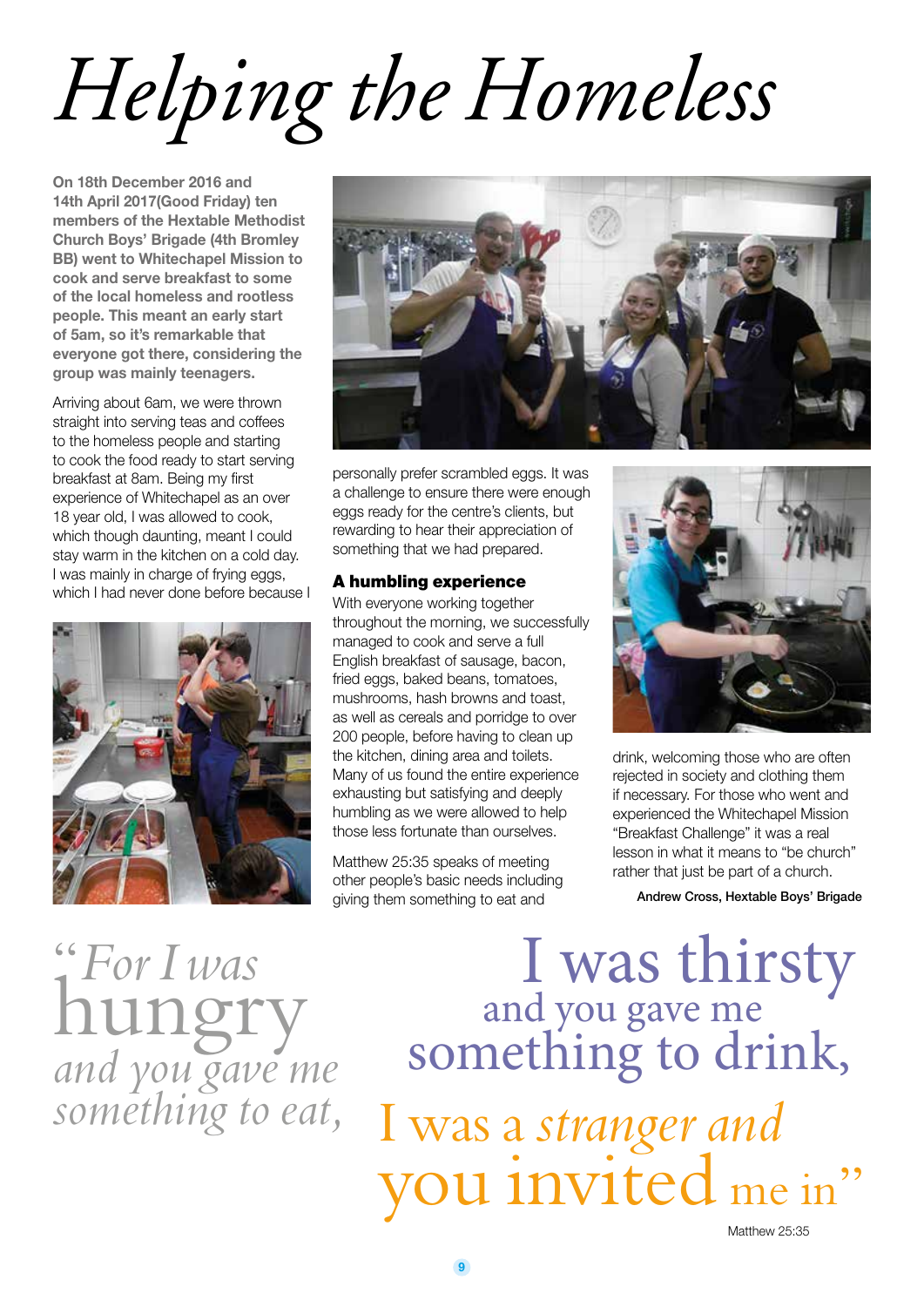# *Helping the Homeless*

**On 18th December 2016 and 14th April 2017(Good Friday) ten members of the Hextable Methodist Church Boys' Brigade (4th Bromley BB) went to Whitechapel Mission to cook and serve breakfast to some of the local homeless and rootless people. This meant an early start of 5am, so it's remarkable that everyone got there, considering the group was mainly teenagers.**

Arriving about 6am, we were thrown straight into serving teas and coffees to the homeless people and starting to cook the food ready to start serving breakfast at 8am. Being my first experience of Whitechapel as an over 18 year old, I was allowed to cook, which though daunting, meant I could stay warm in the kitchen on a cold day. I was mainly in charge of frying eggs, which I had never done before because I personally prefer scrambled eggs. It was a challenge to ensure there were enough eggs ready for the centre's clients, but rewarding to hear their appreciation of something that we had prepared.

### A humbling experience

With everyone working together throughout the morning, we successfully managed to cook and serve a full English breakfast of sausage, bacon, fried eggs, baked beans, tomatoes, mushrooms, hash browns and toast, as well as cereals and porridge to over 200 people, before having to clean up the kitchen, dining area and toilets. Many of us found the entire experience exhausting but satisfying and deeply humbling as we were allowed to help those less fortunate than ourselves.

Matthew 25:35 speaks of meeting other people's basic needs including giving them something to eat and drink, welcoming those who are often rejected in society and clothing them if necessary. For those who went and experienced the Whitechapel Mission "Breakfast Challenge" it was a real lesson in what it means to "be church" rather that just be part of a church.

**Andrew Cross, Hextable Boys' Brigade**

*"For I was hungry and you gave me something to eat,* I was thirsty and you gave me something to drink, I was a *stranger and* you invited me in"

Matthew 25:35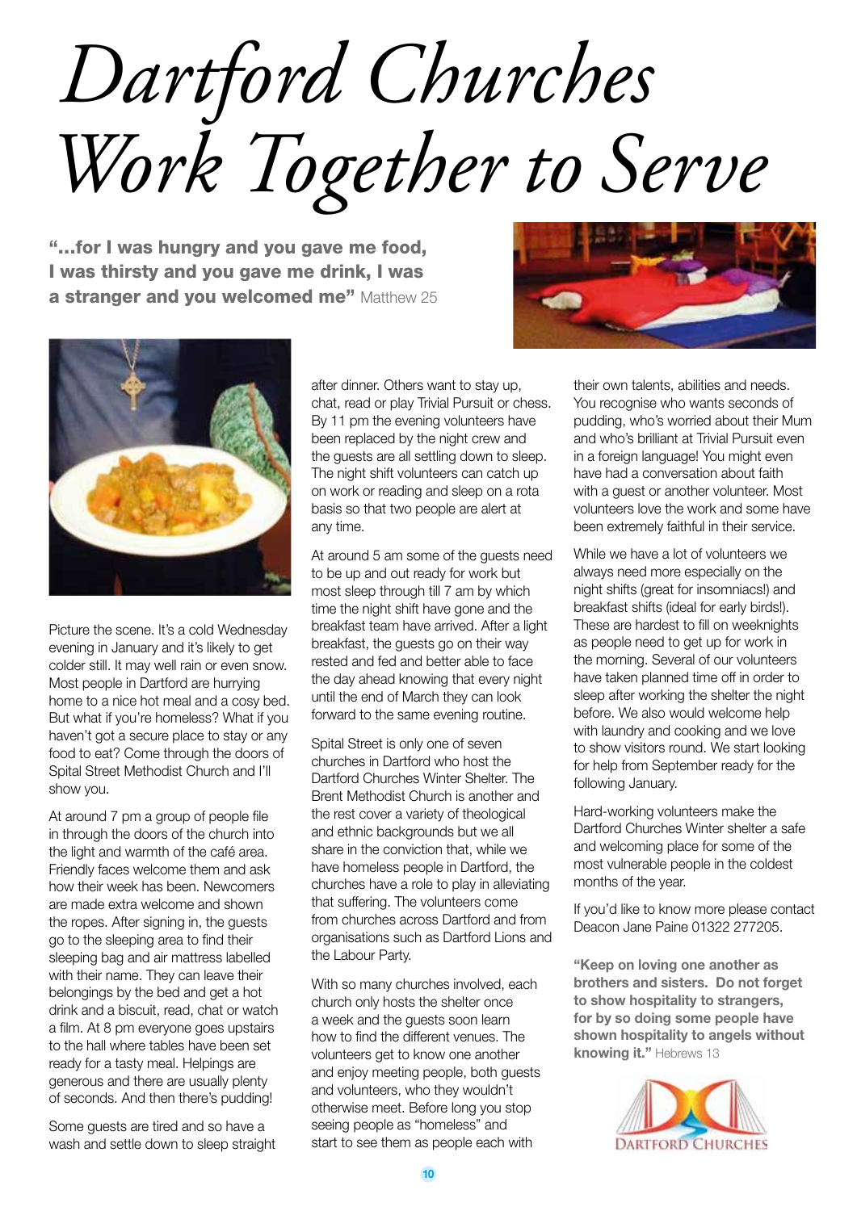# Dartford Churches Work Together to Serve

**"...for I was hungry and you gave me food, I was thirsty and you gave me drink, I was a stranger and you welcomed me"** Matthew 25

Picture the scene. It's a cold Wednesday evening in January and it's likely to get colder still. It may well rain or even snow. Most people in Dartford are hurrying home to a nice hot meal and a cosy bed. But what if you're homeless? What if you haven't got a secure place to stay or any food to eat? Come through the doors of Spital Street Methodist Church and I'll show you.

At around 7 pm a group of people file in through the doors of the church into the light and warmth of the café area. Friendly faces welcome them and ask how their week has been. Newcomers are made extra welcome and shown the ropes. After signing in, the guests go to the sleeping area to find their sleeping bag and air mattress labelled with their name. They can leave their belongings by the bed and get a hot drink and a biscuit, read, chat or watch a film. At 8 pm everyone goes upstairs to the hall where tables have been set ready for a tasty meal. Helpings are generous and there are usually plenty of seconds. And then there's pudding!

Some guests are tired and so have a wash and settle down to sleep straight after dinner. Others want to stay up, chat, read or play Trivial Pursuit or chess. By 11 pm the evening volunteers have been replaced by the night crew and the guests are all settling down to sleep. The night shift volunteers can catch up on work or reading and sleep on a rota basis so that two people are alert at any time.

At around 5 am some of the guests need to be up and out ready for work but most sleep through till 7 am by which time the night shift have gone and the breakfast team have arrived. After a light breakfast, the guests go on their way rested and fed and better able to face the day ahead knowing that every night until the end of March they can look forward to the same evening routine.

Spital Street is only one of seven churches in Dartford who host the Dartford Churches Winter Shelter. The Brent Methodist Church is another and the rest cover a variety of theological and ethnic backgrounds but we all share in the conviction that, while we have homeless people in Dartford, the churches have a role to play in alleviating that suffering. The volunteers come from churches across Dartford and from organisations such as Dartford Lions and the Labour Party.

With so many churches involved, each church only hosts the shelter once a week and the guests soon learn how to find the different venues. The volunteers get to know one another and enjoy meeting people, both guests and volunteers, who they wouldn't otherwise meet. Before long you stop seeing people as "homeless" and start to see them as people each with their own talents, abilities and needs. You recognise who wants seconds of pudding, who's worried about their Mum and who's brilliant at Trivial Pursuit even in a foreign language! You might even have had a conversation about faith with a guest or another volunteer. Most volunteers love the work and some have been extremely faithful in their service.

While we have a lot of volunteers we always need more especially on the night shifts (great for insomniacs!) and breakfast shifts (ideal for early birds!). These are hardest to fill on weeknights as people need to get up for work in the morning. Several of our volunteers have taken planned time off in order to sleep after working the shelter the night before. We also would welcome help with laundry and cooking and we love to show visitors round. We start looking for help from September ready for the following January.

Hard-working volunteers make the Dartford Churches Winter shelter a safe and welcoming place for some of the most vulnerable people in the coldest months of the year.

If you'd like to know more please contact Deacon Jane Paine 01322 277205.

**"Keep on loving one another as brothers and sisters. Do not forget to show hospitality to strangers, for by so doing some people have shown hospitality to angels without knowing it."** Hebrews 13

DARTFORD CHURCHES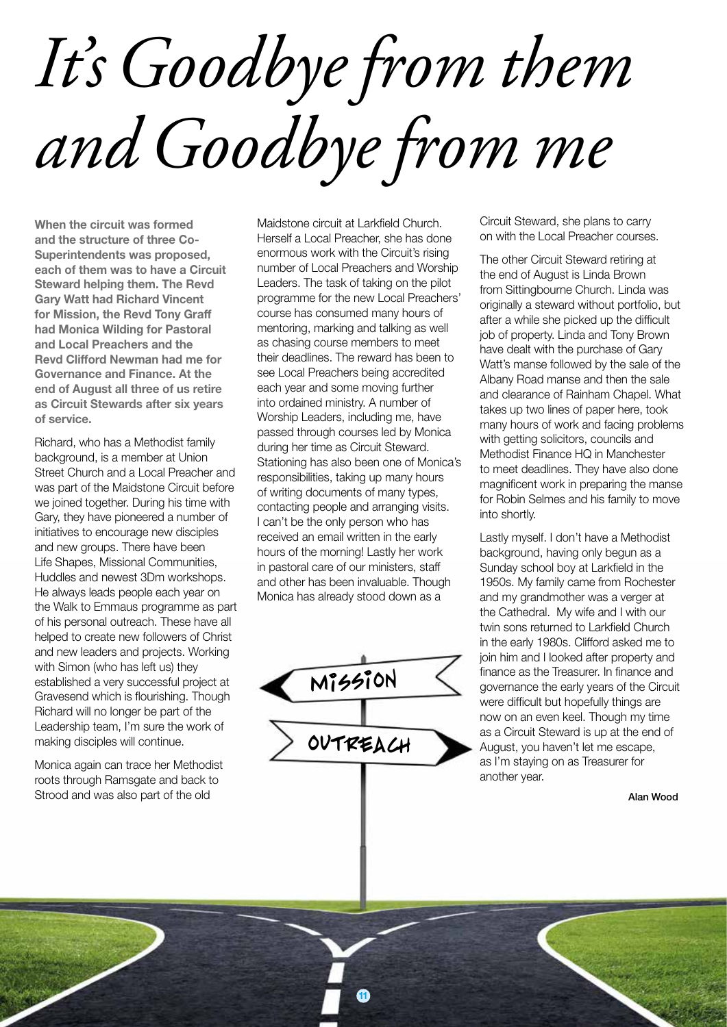# *It's Goodbye from them and Goodbye from me*

**When the circuit was formed and the structure of three Co-Superintendents was proposed, each of them was to have a Circuit Steward helping them. The Revd Gary Watt had Richard Vincent for Mission, the Revd Tony Graff had Monica Wilding for Pastoral and Local Preachers and the Revd Clifford Newman had me for Governance and Finance. At the end of August all three of us retire as Circuit Stewards after six years of service.**

Richard, who has a Methodist family background, is a member at Union Street Church and a Local Preacher and was part of the Maidstone Circuit before we joined together. During his time with Gary, they have pioneered a number of initiatives to encourage new disciples and new groups. There have been Life Shapes, Missional Communities, Huddles and newest 3Dm workshops. He always leads people each year on the Walk to Emmaus programme as part of his personal outreach. These have all helped to create new followers of Christ and new leaders and projects. Working with Simon (who has left us) they established a very successful project at Gravesend which is flourishing. Though Richard will no longer be part of the Leadership team, I'm sure the work of making disciples will continue.

Monica again can trace her Methodist roots through Ramsgate and back to Strood and was also part of the old Maidstone circuit at Larkfield Church. Herself a Local Preacher, she has done enormous work with the Circuit's rising number of Local Preachers and Worship Leaders. The task of taking on the pilot programme for the new Local Preachers' course has consumed many hours of mentoring, marking and talking as well as chasing course members to meet their deadlines. The reward has been to see Local Preachers being accredited each year and some moving further into ordained ministry. A number of Worship Leaders, including me, have passed through courses led by Monica during her time as Circuit Steward. Stationing has also been one of Monica's responsibilities, taking up many hours of writing documents of many types, contacting people and arranging visits. I can't be the only person who has received an email written in the early hours of the morning! Lastly her work in pastoral care of our ministers, staff and other has been invaluable. Though Monica has already stood down as a Circuit Steward, she plans to carry on with the Local Preacher courses.

The other Circuit Steward retiring at the end of August is Linda Brown from Sittingbourne Church. Linda was originally a steward without portfolio, but after a while she picked up the difficult job of property. Linda and Tony Brown have dealt with the purchase of Gary Watt's manse followed by the sale of the Albany Road manse and then the sale and clearance of Rainham Chapel. What takes up two lines of paper here, took many hours of work and facing problems with getting solicitors, councils and Methodist Finance HQ in Manchester to meet deadlines. They have also done magnificent work in preparing the manse for Robin Selmes and his family to move into shortly.

Lastly myself. I don't have a Methodist background, having only begun as a Sunday school boy at Larkfield in the 1950s. My family came from Rochester and my grandmother was a verger at the Cathedral. My wife and I with our twin sons returned to Larkfield Church in the early 1980s. Clifford asked me to join him and I looked after property and finance as the Treasurer. In finance and governance the early years of the Circuit were difficult but hopefully things are now on an even keel. Though my time as a Circuit Steward is up at the end of August, you haven't let me escape, as I'm staying on as Treasurer for another year.

**Alan Wood**